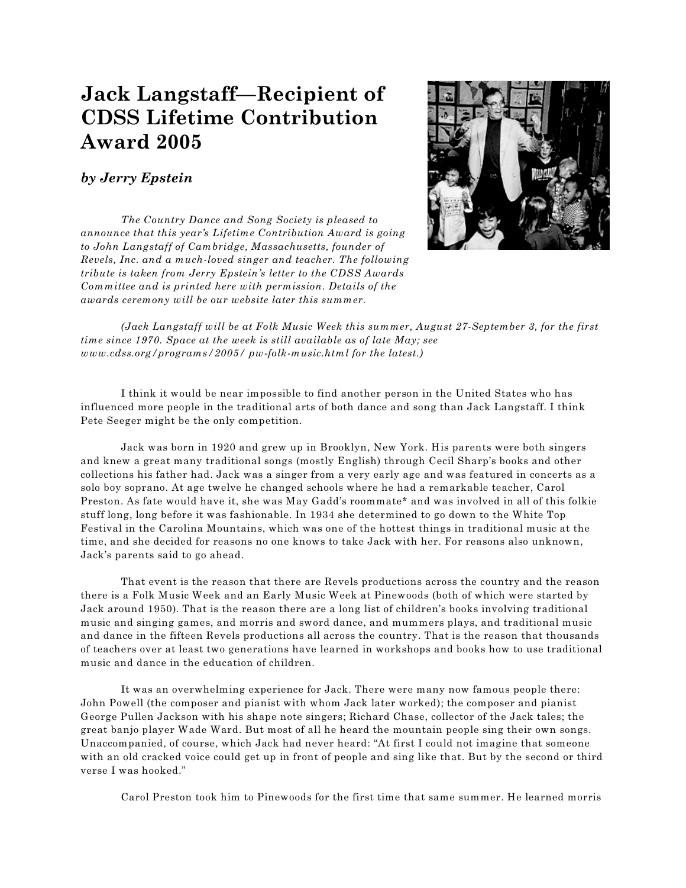# Jack Langstaff—Recipient of CDSS Lifetime Contribution Award 2005

***by Jerry Epstein***

*The Country Dance and Song Society is pleased to announce that this year's Lifetime Contribution Award is going to John Langstaff of Cambridge, Massachusetts, founder of Revels, Inc. and a much-loved singer and teacher. The following tribute is taken from Jerry Epstein's letter to the CDSS Awards Committee and is printed here with permission. Details of the awards ceremony will be our website later this summer.*

*(Jack Langstaff will be at Folk Music Week this summer, August 27-September 3, for the first time since 1970. Space at the week is still available as of late May; see www.cdss.org/programs/2005/ pw-folk-music.html for the latest.)*

I think it would be near impossible to find another person in the United States who has influenced more people in the traditional arts of both dance and song than Jack Langstaff. I think Pete Seeger might be the only competition.

Jack was born in 1920 and grew up in Brooklyn, New York. His parents were both singers and knew a great many traditional songs (mostly English) through Cecil Sharp's books and other collections his father had. Jack was a singer from a very early age and was featured in concerts as a solo boy soprano. At age twelve he changed schools where he had a remarkable teacher, Carol Preston. As fate would have it, she was May Gadd's roommate* and was involved in all of this folkie stuff long, long before it was fashionable. In 1934 she determined to go down to the White Top Festival in the Carolina Mountains, which was one of the hottest things in traditional music at the time, and she decided for reasons no one knows to take Jack with her. For reasons also unknown, Jack's parents said to go ahead.

That event is the reason that there are Revels productions across the country and the reason there is a Folk Music Week and an Early Music Week at Pinewoods (both of which were started by Jack around 1950). That is the reason there are a long list of children's books involving traditional music and singing games, and morris and sword dance, and mummers plays, and traditional music and dance in the fifteen Revels productions all across the country. That is the reason that thousands of teachers over at least two generations have learned in workshops and books how to use traditional music and dance in the education of children.

It was an overwhelming experience for Jack. There were many now famous people there: John Powell (the composer and pianist with whom Jack later worked); the composer and pianist George Pullen Jackson with his shape note singers; Richard Chase, collector of the Jack tales; the great banjo player Wade Ward. But most of all he heard the mountain people sing their own songs. Unaccompanied, of course, which Jack had never heard: "At first I could not imagine that someone with an old cracked voice could get up in front of people and sing like that. But by the second or third verse I was hooked."

Carol Preston took him to Pinewoods for the first time that same summer. He learned morris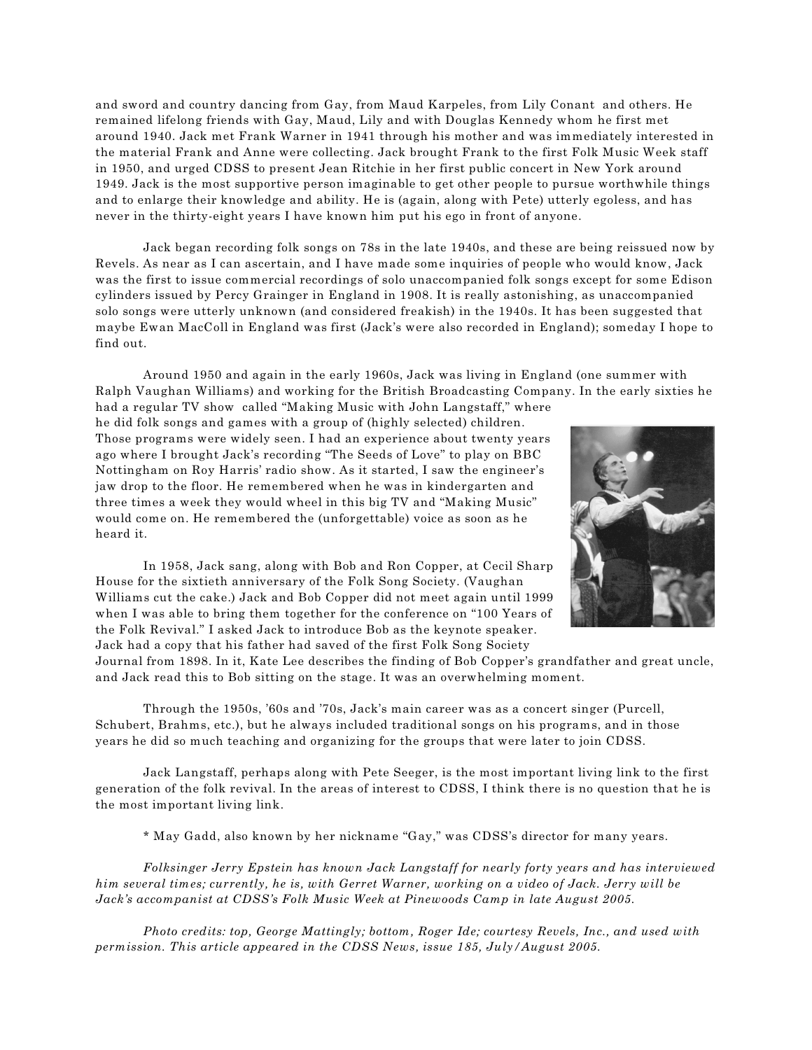and sword and country dancing from Gay, from Maud Karpeles, from Lily Conant and others. He remained lifelong friends with Gay, Maud, Lily and with Douglas Kennedy whom he first met around 1940. Jack met Frank Warner in 1941 through his mother and was immediately interested in the material Frank and Anne were collecting. Jack brought Frank to the first Folk Music Week staff in 1950, and urged CDSS to present Jean Ritchie in her first public concert in New York around 1949. Jack is the most supportive person imaginable to get other people to pursue worthwhile things and to enlarge their knowledge and ability. He is (again, along with Pete) utterly egoless, and has never in the thirty-eight years I have known him put his ego in front of anyone.

Jack began recording folk songs on 78s in the late 1940s, and these are being reissued now by Revels. As near as I can ascertain, and I have made some inquiries of people who would know, Jack was the first to issue commercial recordings of solo unaccompanied folk songs except for some Edison cylinders issued by Percy Grainger in England in 1908. It is really astonishing, as unaccompanied solo songs were utterly unknown (and considered freakish) in the 1940s. It has been suggested that maybe Ewan MacColl in England was first (Jack's were also recorded in England); someday I hope to find out.

Around 1950 and again in the early 1960s, Jack was living in England (one summer with Ralph Vaughan Williams) and working for the British Broadcasting Company. In the early sixties he had a regular TV show called "Making Music with John Langstaff," where he did folk songs and games with a group of (highly selected) children. Those programs were widely seen. I had an experience about twenty years ago where I brought Jack's recording "The Seeds of Love" to play on BBC Nottingham on Roy Harris' radio show. As it started, I saw the engineer's jaw drop to the floor. He remembered when he was in kindergarten and three times a week they would wheel in this big TV and "Making Music" would come on. He remembered the (unforgettable) voice as soon as he heard it.

In 1958, Jack sang, along with Bob and Ron Copper, at Cecil Sharp House for the sixtieth anniversary of the Folk Song Society. (Vaughan Williams cut the cake.) Jack and Bob Copper did not meet again until 1999 when I was able to bring them together for the conference on "100 Years of the Folk Revival." I asked Jack to introduce Bob as the keynote speaker. Jack had a copy that his father had saved of the first Folk Song Society Journal from 1898. In it, Kate Lee describes the finding of Bob Copper's grandfather and great uncle, and Jack read this to Bob sitting on the stage. It was an overwhelming moment.

Through the 1950s, '60s and '70s, Jack's main career was as a concert singer (Purcell, Schubert, Brahms, etc.), but he always included traditional songs on his programs, and in those years he did so much teaching and organizing for the groups that were later to join CDSS.

Jack Langstaff, perhaps along with Pete Seeger, is the most important living link to the first generation of the folk revival. In the areas of interest to CDSS, I think there is no question that he is the most important living link.

* May Gadd, also known by her nickname "Gay," was CDSS's director for many years.

*Folksinger Jerry Epstein has known Jack Langstaff for nearly forty years and has interviewed him several times; currently, he is, with Gerret Warner, working on a video of Jack. Jerry will be Jack's accompanist at CDSS's Folk Music Week at Pinewoods Camp in late August 2005.*

*Photo credits: top, George Mattingly; bottom, Roger Ide; courtesy Revels, Inc., and used with permission. This article appeared in the CDSS News, issue 185, July/August 2005.*